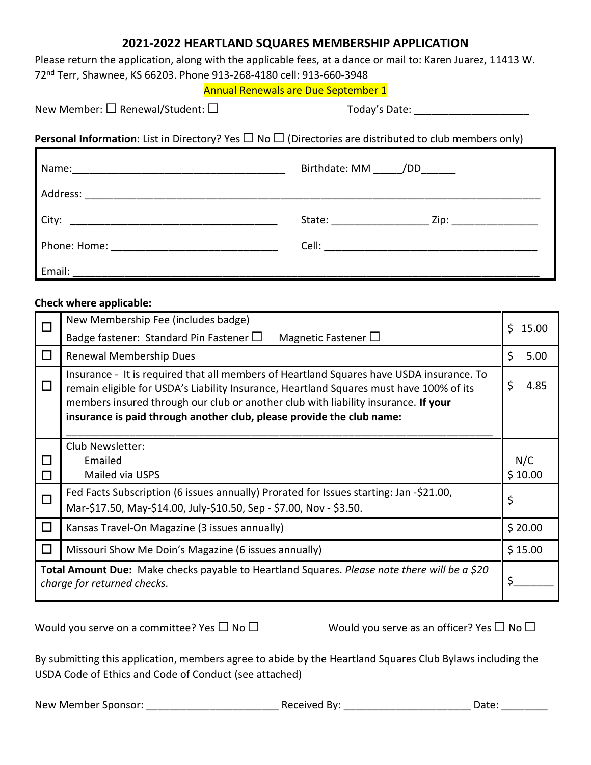# 2021-2022 HEARTLAND SQUARES MEMBERSHIP APPLICATION

Please return the application, along with the applicable fees, at a dance or mail to: Karen Juarez, 11413 W. 72nd Terr, Shawnee, KS 66203. Phone 913-268-4180 cell: 913-660-3948

Annual Renewals are Due September 1

New Member: ☐ Renewal/Student: ☐ Today's Date: ____________________

**Personal Information**: List in Directory? Yes ☐ No ☐ (Directories are distributed to club members only)

Name:_____________________________________ Birthdate: MM _____/DD______

Address: ____________________________________________________________________________

City: _____________________________________ State: ________________ Zip: _______________

Phone: Home: ____________________________ Cell: _______________________________________

Email: ______________________________________________________________________________

**Check where applicable:**

| | | |
|---|---|---|
| ☐ | New Membership Fee (includes badge)<br>Badge fastener: Standard Pin Fastener ☐ Magnetic Fastener ☐ | $ 15.00 |
| ☐ | Renewal Membership Dues | $ 5.00 |
| ☐ | Insurance - It is required that all members of Heartland Squares have USDA insurance. To remain eligible for USDA's Liability Insurance, Heartland Squares must have 100% of its members insured through our club or another club with liability insurance. **If your insurance is paid through another club, please provide the club name:**<br>______________________________________________________________ | $ 4.85 |
| ☐<br>☐ | Club Newsletter:<br>Emailed<br>Mailed via USPS | <br>N/C<br>$ 10.00 |
| ☐ | Fed Facts Subscription (6 issues annually) Prorated for Issues starting: Jan -$21.00, Mar-$17.50, May-$14.00, July-$10.50, Sep - $7.00, Nov - $3.50. | $ |
| ☐ | Kansas Travel-On Magazine (3 issues annually) | $ 20.00 |
| ☐ | Missouri Show Me Doin's Magazine (6 issues annually) | $ 15.00 |
| | **Total Amount Due:** Make checks payable to Heartland Squares. *Please note there will be a $20 charge for returned checks.* | $_______ |

Would you serve on a committee? Yes ☐ No ☐ Would you serve as an officer? Yes ☐ No ☐

By submitting this application, members agree to abide by the Heartland Squares Club Bylaws including the USDA Code of Ethics and Code of Conduct (see attached)

New Member Sponsor: _______________________ Received By: ______________________ Date: ________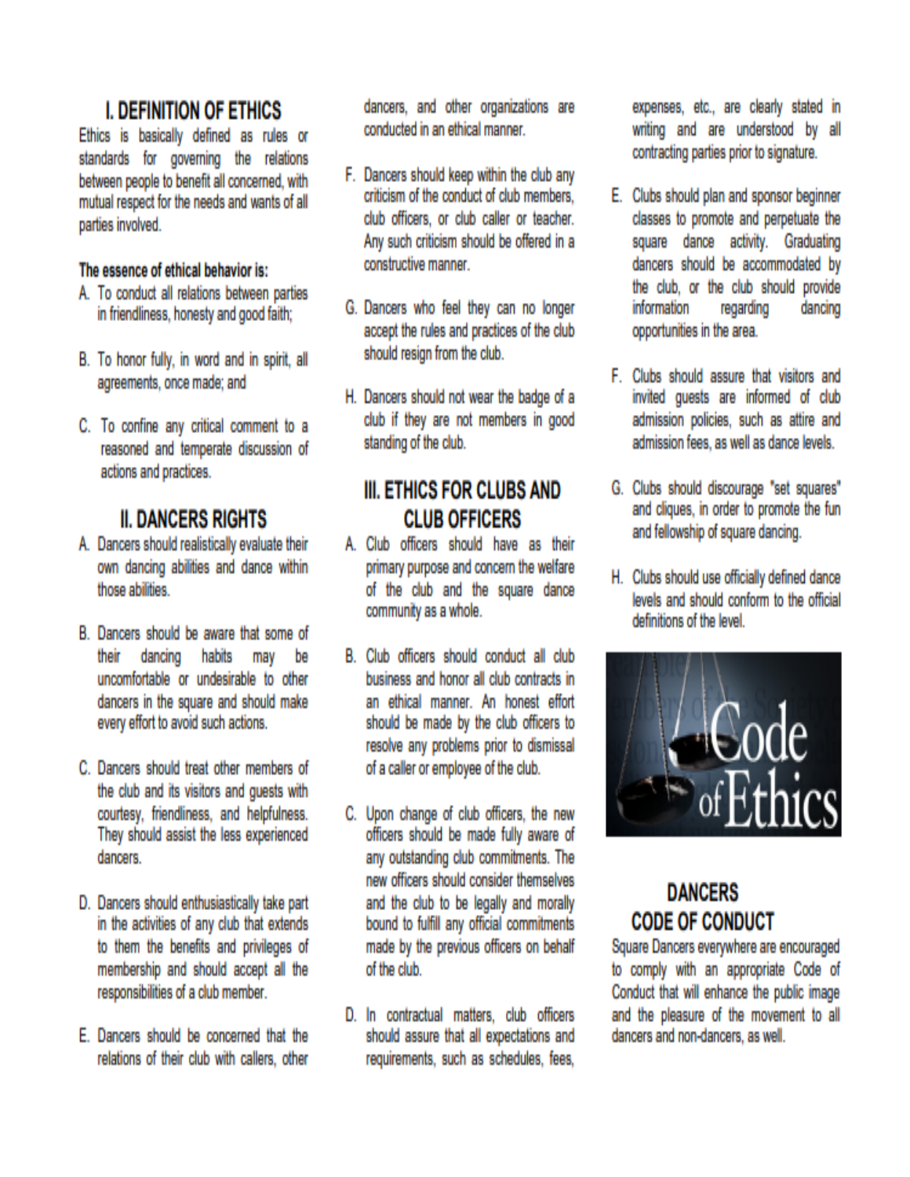## I. DEFINITION OF ETHICS

Ethics is basically defined as rules or standards for governing the relations between people to benefit all concerned, with mutual respect for the needs and wants of all parties involved.

**The essence of ethical behavior is:**

A. To conduct all relations between parties in friendliness, honesty and good faith;

B. To honor fully, in word and in spirit, all agreements, once made; and

C. To confine any critical comment to a reasoned and temperate discussion of actions and practices.

## II. DANCERS RIGHTS

A. Dancers should realistically evaluate their own dancing abilities and dance within those abilities.

B. Dancers should be aware that some of their dancing habits may be uncomfortable or undesirable to other dancers in the square and should make every effort to avoid such actions.

C. Dancers should treat other members of the club and its visitors and guests with courtesy, friendliness, and helpfulness. They should assist the less experienced dancers.

D. Dancers should enthusiastically take part in the activities of any club that extends to them the benefits and privileges of membership and should accept all the responsibilities of a club member.

E. Dancers should be concerned that the relations of their club with callers, other dancers, and other organizations are conducted in an ethical manner.

F. Dancers should keep within the club any criticism of the conduct of club members, club officers, or club caller or teacher. Any such criticism should be offered in a constructive manner.

G. Dancers who feel they can no longer accept the rules and practices of the club should resign from the club.

H. Dancers should not wear the badge of a club if they are not members in good standing of the club.

## III. ETHICS FOR CLUBS AND CLUB OFFICERS

A. Club officers should have as their primary purpose and concern the welfare of the club and the square dance community as a whole.

B. Club officers should conduct all club business and honor all club contracts in an ethical manner. An honest effort should be made by the club officers to resolve any problems prior to dismissal of a caller or employee of the club.

C. Upon change of club officers, the new officers should be made fully aware of any outstanding club commitments. The new officers should consider themselves and the club to be legally and morally bound to fulfill any official commitments made by the previous officers on behalf of the club.

D. In contractual matters, club officers should assure that all expectations and requirements, such as schedules, fees, expenses, etc., are clearly stated in writing and are understood by all contracting parties prior to signature.

E. Clubs should plan and sponsor beginner classes to promote and perpetuate the square dance activity. Graduating dancers should be accommodated by the club, or the club should provide information regarding dancing opportunities in the area.

F. Clubs should assure that visitors and invited guests are informed of club admission policies, such as attire and admission fees, as well as dance levels.

G. Clubs should discourage "set squares" and cliques, in order to promote the fun and fellowship of square dancing.

H. Clubs should use officially defined dance levels and should conform to the official definitions of the level.

## DANCERS CODE OF CONDUCT

Square Dancers everywhere are encouraged to comply with an appropriate Code of Conduct that will enhance the public image and the pleasure of the movement to all dancers and non-dancers, as well.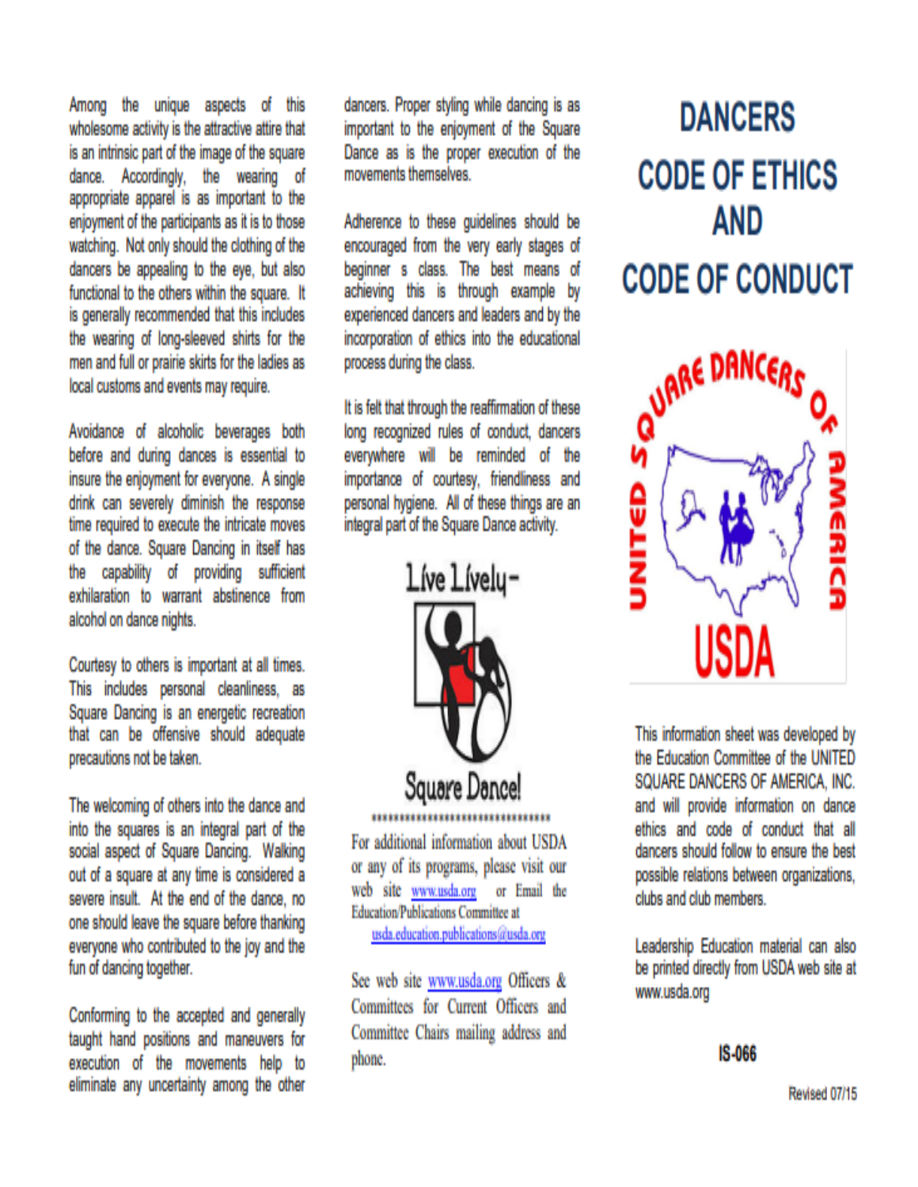Among the unique aspects of this wholesome activity is the attractive attire that is an intrinsic part of the image of the square dance. Accordingly, the wearing of appropriate apparel is as important to the enjoyment of the participants as it is to those watching. Not only should the clothing of the dancers be appealing to the eye, but also functional to the others within the square. It is generally recommended that this includes the wearing of long-sleeved shirts for the men and full or prairie skirts for the ladies as local customs and events may require.

Avoidance of alcoholic beverages both before and during dances is essential to insure the enjoyment for everyone. A single drink can severely diminish the response time required to execute the intricate moves of the dance. Square Dancing in itself has the capability of providing sufficient exhilaration to warrant abstinence from alcohol on dance nights.

Courtesy to others is important at all times. This includes personal cleanliness, as Square Dancing is an energetic recreation that can be offensive should adequate precautions not be taken.

The welcoming of others into the dance and into the squares is an integral part of the social aspect of Square Dancing. Walking out of a square at any time is considered a severe insult. At the end of the dance, no one should leave the square before thanking everyone who contributed to the joy and the fun of dancing together.

Conforming to the accepted and generally taught hand positions and maneuvers for execution of the movements help to eliminate any uncertainty among the other dancers. Proper styling while dancing is as important to the enjoyment of the Square Dance as is the proper execution of the movements themselves.

Adherence to these guidelines should be encouraged from the very early stages of beginner s class. The best means of achieving this is through example by experienced dancers and leaders and by the incorporation of ethics into the educational process during the class.

It is felt that through the reaffirmation of these long recognized rules of conduct, dancers everywhere will be reminded of the importance of courtesy, friendliness and personal hygiene. All of these things are an integral part of the Square Dance activity.

Live Lively–

Square Dance!

********************************

For additional information about USDA or any of its programs, please visit our web site www.usda.org or Email the Education/Publications Committee at usda.education.publications@usda.org

See web site www.usda.org Officers & Committees for Current Officers and Committee Chairs mailing address and phone.

# DANCERS CODE OF ETHICS AND CODE OF CONDUCT

UNITED SQUARE DANCERS OF AMERICA

USDA

This information sheet was developed by the Education Committee of the UNITED SQUARE DANCERS OF AMERICA, INC. and will provide information on dance ethics and code of conduct that all dancers should follow to ensure the best possible relations between organizations, clubs and club members.

Leadership Education material can also be printed directly from USDA web site at www.usda.org

**IS-066**

Revised 07/15